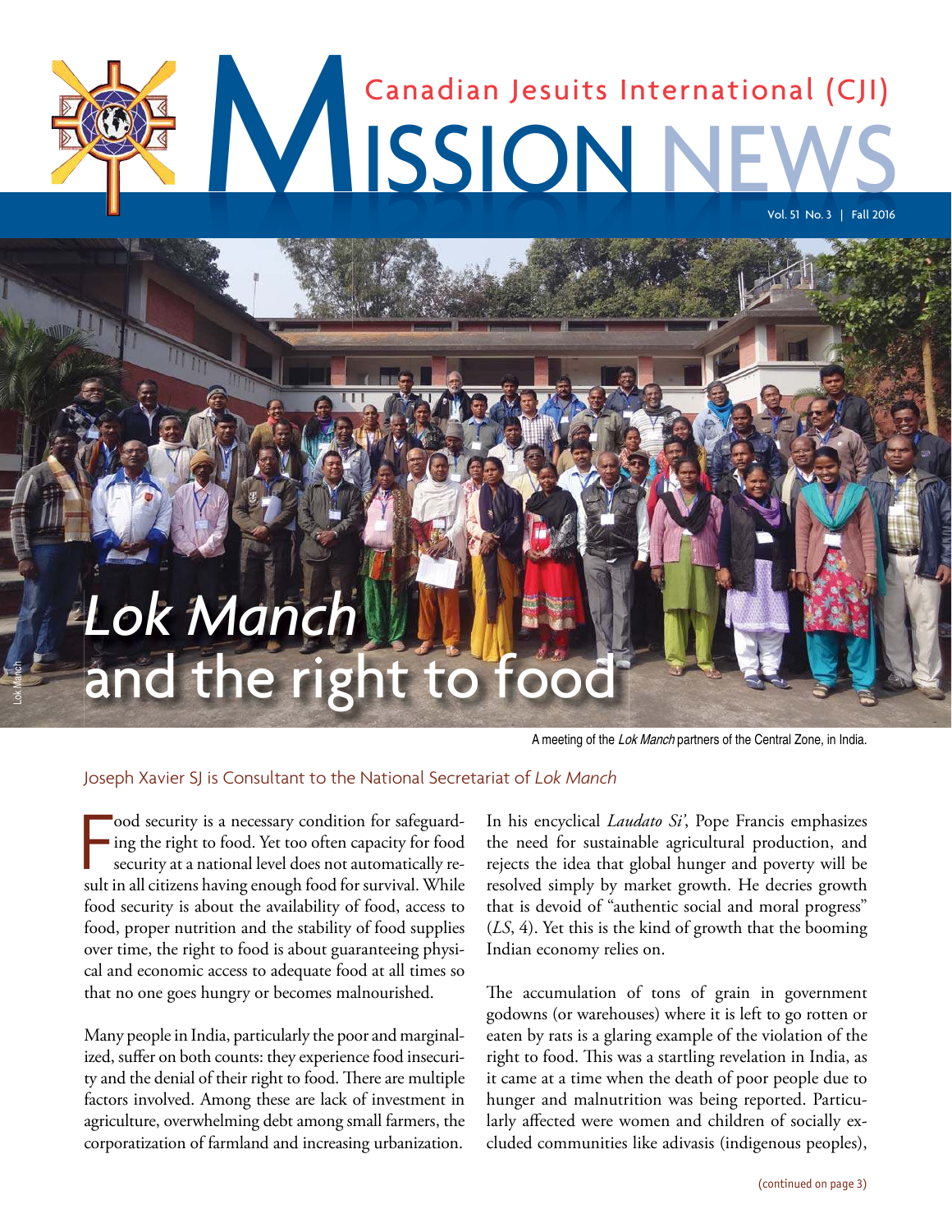# Canadian Jesuits International (CJI) MISSION NEWS

Vol. 51 No. 3 | Fall 2016

# *Lok Manch* and the right to food

A meeting of the *Lok Manch* partners of the Central Zone, in India.

Joseph Xavier SJ is Consultant to the National Secretariat of *Lok Manch*

Food security is a necessary condition for safeguarding the right to food. Yet too often capacity for food security at a national level does not automatically result in all citizens having enough food for survival. While food security is about the availability of food, access to food, proper nutrition and the stability of food supplies over time, the right to food is about guaranteeing physical and economic access to adequate food at all times so that no one goes hungry or becomes malnourished.

Many people in India, particularly the poor and marginalized, suffer on both counts: they experience food insecurity and the denial of their right to food. There are multiple factors involved. Among these are lack of investment in agriculture, overwhelming debt among small farmers, the corporatization of farmland and increasing urbanization.

In his encyclical *Laudato Si'*, Pope Francis emphasizes the need for sustainable agricultural production, and rejects the idea that global hunger and poverty will be resolved simply by market growth. He decries growth that is devoid of "authentic social and moral progress" (*LS*, 4). Yet this is the kind of growth that the booming Indian economy relies on.

The accumulation of tons of grain in government godowns (or warehouses) where it is left to go rotten or eaten by rats is a glaring example of the violation of the right to food. This was a startling revelation in India, as it came at a time when the death of poor people due to hunger and malnutrition was being reported. Particularly affected were women and children of socially excluded communities like adivasis (indigenous peoples),

(continued on page 3)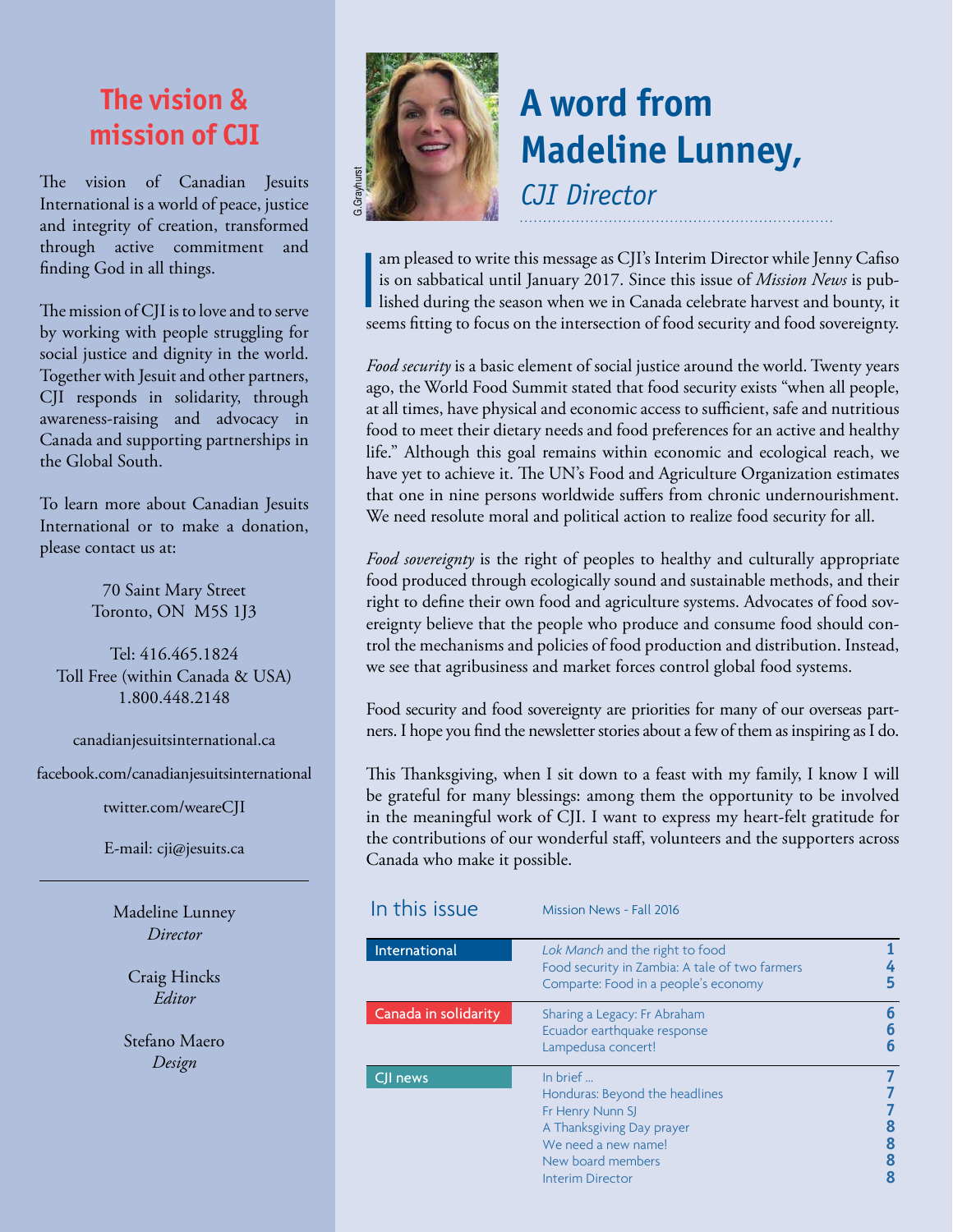## The vision & mission of CJI

The vision of Canadian Jesuits International is a world of peace, justice and integrity of creation, transformed through active commitment and finding God in all things.

The mission of CJI is to love and to serve by working with people struggling for social justice and dignity in the world. Together with Jesuit and other partners, CJI responds in solidarity, through awareness-raising and advocacy in Canada and supporting partnerships in the Global South.

To learn more about Canadian Jesuits International or to make a donation, please contact us at:

70 Saint Mary Street
Toronto, ON M5S 1J3

Tel: 416.465.1824
Toll Free (within Canada & USA)
1.800.448.2148

canadianjesuitsinternational.ca

facebook.com/canadianjesuitsinternational

twitter.com/weareCJI

E-mail: cji@jesuits.ca

---

Madeline Lunney
*Director*

Craig Hincks
*Editor*

Stefano Maero
*Design*

G.Grayhurst

# A word from Madeline Lunney,

*CJI Director*

I am pleased to write this message as CJI's Interim Director while Jenny Cafiso is on sabbatical until January 2017. Since this issue of *Mission News* is published during the season when we in Canada celebrate harvest and bounty, it seems fitting to focus on the intersection of food security and food sovereignty.

*Food security* is a basic element of social justice around the world. Twenty years ago, the World Food Summit stated that food security exists "when all people, at all times, have physical and economic access to sufficient, safe and nutritious food to meet their dietary needs and food preferences for an active and healthy life." Although this goal remains within economic and ecological reach, we have yet to achieve it. The UN's Food and Agriculture Organization estimates that one in nine persons worldwide suffers from chronic undernourishment. We need resolute moral and political action to realize food security for all.

*Food sovereignty* is the right of peoples to healthy and culturally appropriate food produced through ecologically sound and sustainable methods, and their right to define their own food and agriculture systems. Advocates of food sovereignty believe that the people who produce and consume food should control the mechanisms and policies of food production and distribution. Instead, we see that agribusiness and market forces control global food systems.

Food security and food sovereignty are priorities for many of our overseas partners. I hope you find the newsletter stories about a few of them as inspiring as I do.

This Thanksgiving, when I sit down to a feast with my family, I know I will be grateful for many blessings: among them the opportunity to be involved in the meaningful work of CJI. I want to express my heart-felt gratitude for the contributions of our wonderful staff, volunteers and the supporters across Canada who make it possible.

## In this issue

Mission News - Fall 2016

| Section | Article | Page |
|---|---|---|
| International | *Lok Manch* and the right to food | 1 |
| | Food security in Zambia: A tale of two farmers | 4 |
| | Comparte: Food in a people's economy | 5 |
| Canada in solidarity | Sharing a Legacy: Fr Abraham | 6 |
| | Ecuador earthquake response | 6 |
| | Lampedusa concert! | 6 |
| CJI news | In brief … | 7 |
| | Honduras: Beyond the headlines | 7 |
| | Fr Henry Nunn SJ | 7 |
| | A Thanksgiving Day prayer | 8 |
| | We need a new name! | 8 |
| | New board members | 8 |
| | Interim Director | 8 |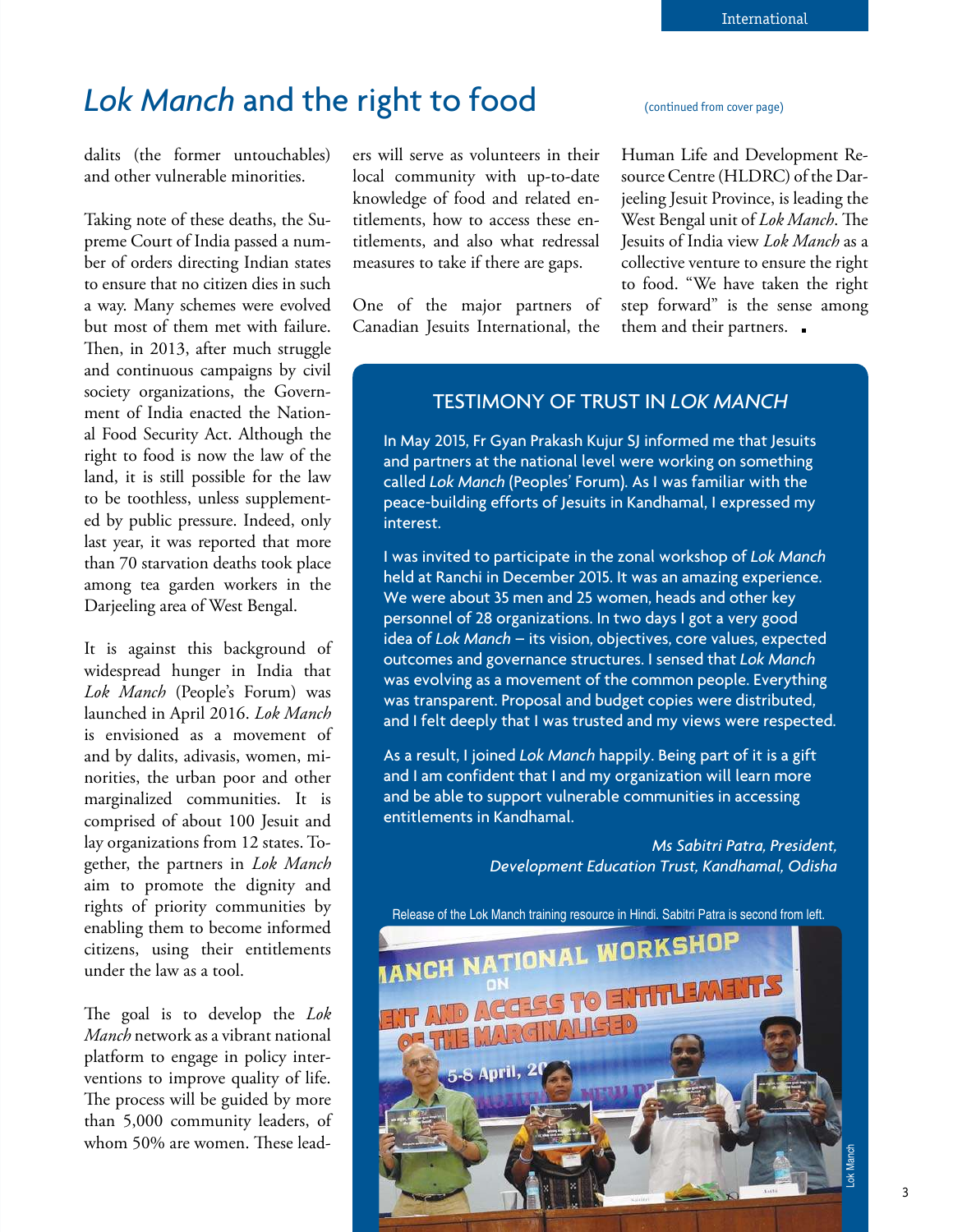# *Lok Manch* and the right to food

(continued from cover page)

dalits (the former untouchables) and other vulnerable minorities.

Taking note of these deaths, the Supreme Court of India passed a number of orders directing Indian states to ensure that no citizen dies in such a way. Many schemes were evolved but most of them met with failure. Then, in 2013, after much struggle and continuous campaigns by civil society organizations, the Government of India enacted the National Food Security Act. Although the right to food is now the law of the land, it is still possible for the law to be toothless, unless supplemented by public pressure. Indeed, only last year, it was reported that more than 70 starvation deaths took place among tea garden workers in the Darjeeling area of West Bengal.

It is against this background of widespread hunger in India that *Lok Manch* (People's Forum) was launched in April 2016. *Lok Manch* is envisioned as a movement of and by dalits, adivasis, women, minorities, the urban poor and other marginalized communities. It is comprised of about 100 Jesuit and lay organizations from 12 states. Together, the partners in *Lok Manch* aim to promote the dignity and rights of priority communities by enabling them to become informed citizens, using their entitlements under the law as a tool.

The goal is to develop the *Lok Manch* network as a vibrant national platform to engage in policy interventions to improve quality of life. The process will be guided by more than 5,000 community leaders, of whom 50% are women. These leaders will serve as volunteers in their local community with up-to-date knowledge of food and related entitlements, how to access these entitlements, and also what redressal measures to take if there are gaps.

One of the major partners of Canadian Jesuits International, the Human Life and Development Resource Centre (HLDRC) of the Darjeeling Jesuit Province, is leading the West Bengal unit of *Lok Manch*. The Jesuits of India view *Lok Manch* as a collective venture to ensure the right to food. "We have taken the right step forward" is the sense among them and their partners. ▪

## TESTIMONY OF TRUST IN *LOK MANCH*

In May 2015, Fr Gyan Prakash Kujur SJ informed me that Jesuits and partners at the national level were working on something called *Lok Manch* (Peoples' Forum). As I was familiar with the peace-building efforts of Jesuits in Kandhamal, I expressed my interest.

I was invited to participate in the zonal workshop of *Lok Manch* held at Ranchi in December 2015. It was an amazing experience. We were about 35 men and 25 women, heads and other key personnel of 28 organizations. In two days I got a very good idea of *Lok Manch* – its vision, objectives, core values, expected outcomes and governance structures. I sensed that *Lok Manch* was evolving as a movement of the common people. Everything was transparent. Proposal and budget copies were distributed, and I felt deeply that I was trusted and my views were respected.

As a result, I joined *Lok Manch* happily. Being part of it is a gift and I am confident that I and my organization will learn more and be able to support vulnerable communities in accessing entitlements in Kandhamal.

*Ms Sabitri Patra, President, Development Education Trust, Kandhamal, Odisha*

Release of the Lok Manch training resource in Hindi. Sabitri Patra is second from left.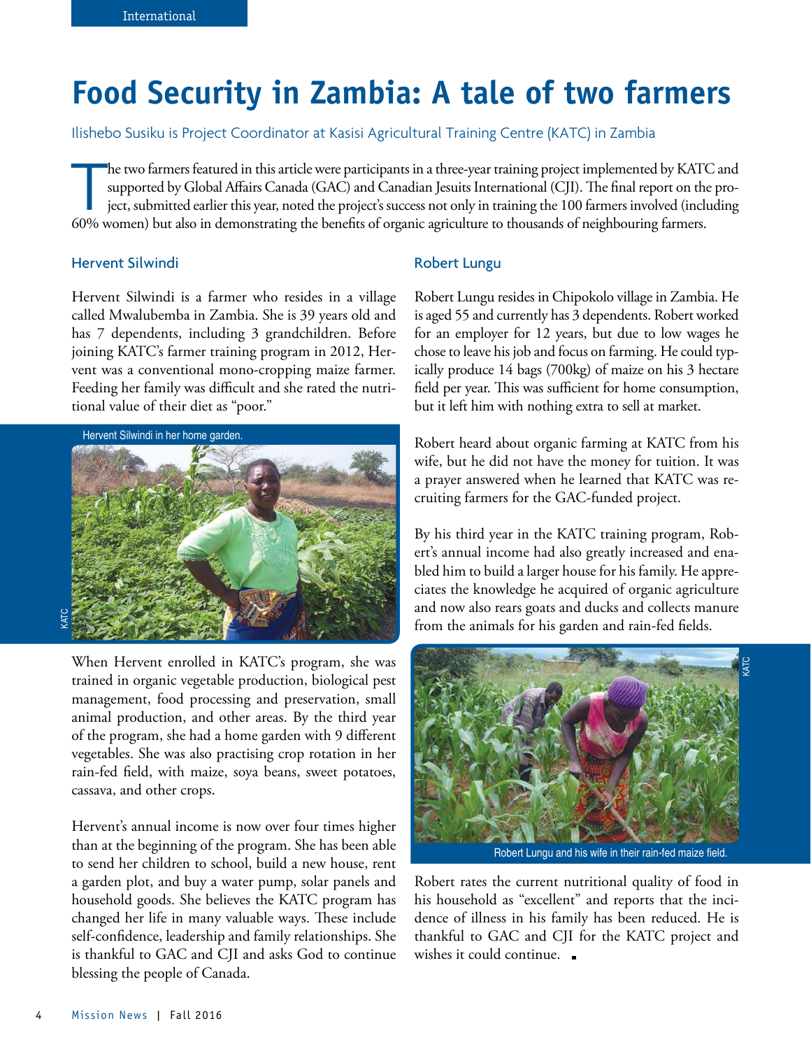# Food Security in Zambia: A tale of two farmers

Ilishebo Susiku is Project Coordinator at Kasisi Agricultural Training Centre (KATC) in Zambia

The two farmers featured in this article were participants in a three-year training project implemented by KATC and supported by Global Affairs Canada (GAC) and Canadian Jesuits International (CJI). The final report on the project, submitted earlier this year, noted the project's success not only in training the 100 farmers involved (including 60% women) but also in demonstrating the benefits of organic agriculture to thousands of neighbouring farmers.

## Hervent Silwindi

Hervent Silwindi is a farmer who resides in a village called Mwalubemba in Zambia. She is 39 years old and has 7 dependents, including 3 grandchildren. Before joining KATC's farmer training program in 2012, Hervent was a conventional mono-cropping maize farmer. Feeding her family was difficult and she rated the nutritional value of their diet as "poor."

Hervent Silwindi in her home garden.

When Hervent enrolled in KATC's program, she was trained in organic vegetable production, biological pest management, food processing and preservation, small animal production, and other areas. By the third year of the program, she had a home garden with 9 different vegetables. She was also practising crop rotation in her rain-fed field, with maize, soya beans, sweet potatoes, cassava, and other crops.

Hervent's annual income is now over four times higher than at the beginning of the program. She has been able to send her children to school, build a new house, rent a garden plot, and buy a water pump, solar panels and household goods. She believes the KATC program has changed her life in many valuable ways. These include self-confidence, leadership and family relationships. She is thankful to GAC and CJI and asks God to continue blessing the people of Canada.

## Robert Lungu

Robert Lungu resides in Chipokolo village in Zambia. He is aged 55 and currently has 3 dependents. Robert worked for an employer for 12 years, but due to low wages he chose to leave his job and focus on farming. He could typically produce 14 bags (700kg) of maize on his 3 hectare field per year. This was sufficient for home consumption, but it left him with nothing extra to sell at market.

Robert heard about organic farming at KATC from his wife, but he did not have the money for tuition. It was a prayer answered when he learned that KATC was recruiting farmers for the GAC-funded project.

By his third year in the KATC training program, Robert's annual income had also greatly increased and enabled him to build a larger house for his family. He appreciates the knowledge he acquired of organic agriculture and now also rears goats and ducks and collects manure from the animals for his garden and rain-fed fields.

Robert Lungu and his wife in their rain-fed maize field.

Robert rates the current nutritional quality of food in his household as "excellent" and reports that the incidence of illness in his family has been reduced. He is thankful to GAC and CJI for the KATC project and wishes it could continue.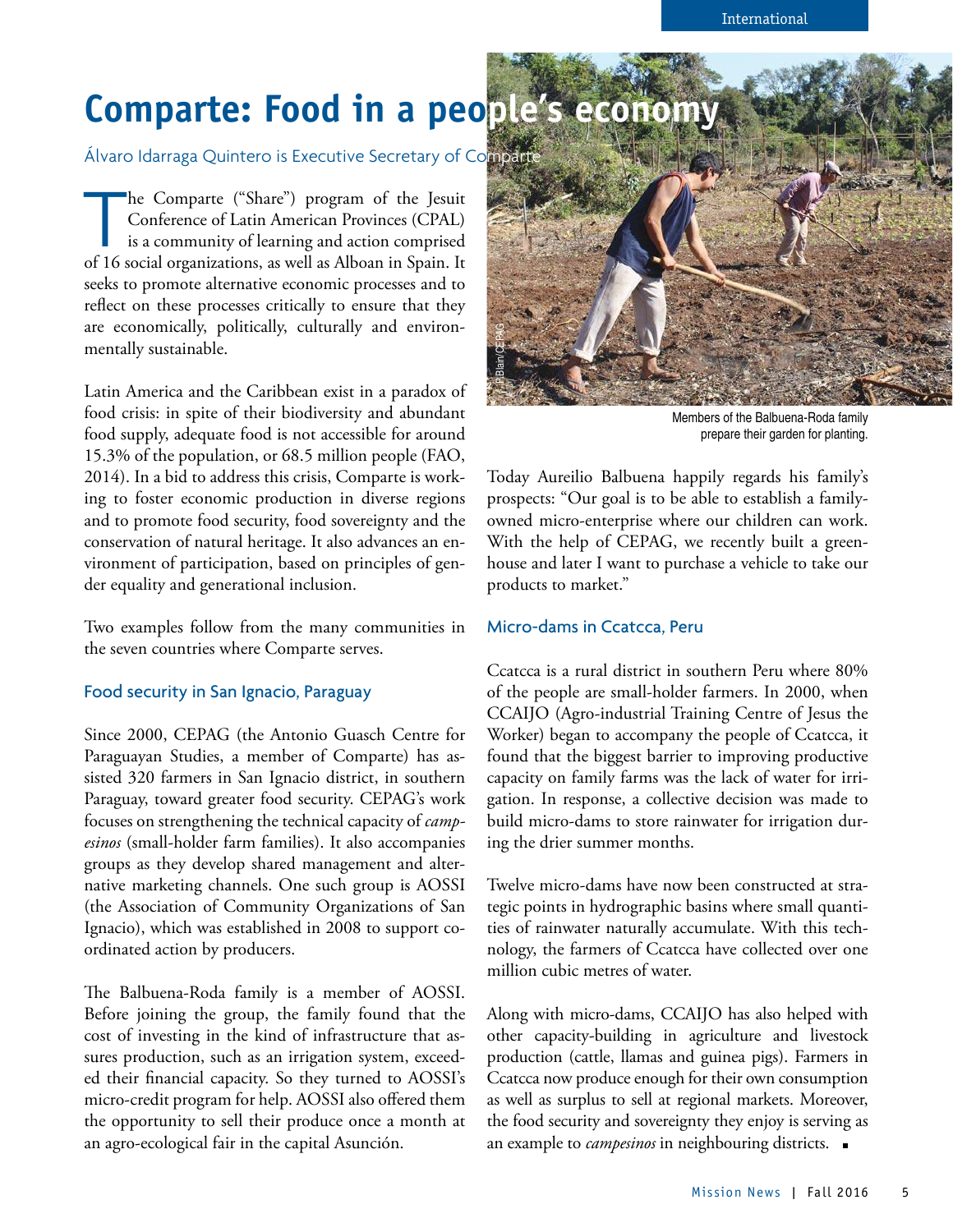# Comparte: Food in a people's economy

Álvaro Idarraga Quintero is Executive Secretary of Comparte

The Comparte ("Share") program of the Jesuit Conference of Latin American Provinces (CPAL) is a community of learning and action comprised of 16 social organizations, as well as Alboan in Spain. It seeks to promote alternative economic processes and to reflect on these processes critically to ensure that they are economically, politically, culturally and environmentally sustainable.

Latin America and the Caribbean exist in a paradox of food crisis: in spite of their biodiversity and abundant food supply, adequate food is not accessible for around 15.3% of the population, or 68.5 million people (FAO, 2014). In a bid to address this crisis, Comparte is working to foster economic production in diverse regions and to promote food security, food sovereignty and the conservation of natural heritage. It also advances an environment of participation, based on principles of gender equality and generational inclusion.

Two examples follow from the many communities in the seven countries where Comparte serves.

## Food security in San Ignacio, Paraguay

Since 2000, CEPAG (the Antonio Guasch Centre for Paraguayan Studies, a member of Comparte) has assisted 320 farmers in San Ignacio district, in southern Paraguay, toward greater food security. CEPAG's work focuses on strengthening the technical capacity of *campesinos* (small-holder farm families). It also accompanies groups as they develop shared management and alternative marketing channels. One such group is AOSSI (the Association of Community Organizations of San Ignacio), which was established in 2008 to support coordinated action by producers.

The Balbuena-Roda family is a member of AOSSI. Before joining the group, the family found that the cost of investing in the kind of infrastructure that assures production, such as an irrigation system, exceeded their financial capacity. So they turned to AOSSI's micro-credit program for help. AOSSI also offered them the opportunity to sell their produce once a month at an agro-ecological fair in the capital Asunción.

P.Blain/CEPAG

Members of the Balbuena-Roda family prepare their garden for planting.

Today Aureilio Balbuena happily regards his family's prospects: "Our goal is to be able to establish a family-owned micro-enterprise where our children can work. With the help of CEPAG, we recently built a greenhouse and later I want to purchase a vehicle to take our products to market."

## Micro-dams in Ccatcca, Peru

Ccatcca is a rural district in southern Peru where 80% of the people are small-holder farmers. In 2000, when CCAIJO (Agro-industrial Training Centre of Jesus the Worker) began to accompany the people of Ccatcca, it found that the biggest barrier to improving productive capacity on family farms was the lack of water for irrigation. In response, a collective decision was made to build micro-dams to store rainwater for irrigation during the drier summer months.

Twelve micro-dams have now been constructed at strategic points in hydrographic basins where small quantities of rainwater naturally accumulate. With this technology, the farmers of Ccatcca have collected over one million cubic metres of water.

Along with micro-dams, CCAIJO has also helped with other capacity-building in agriculture and livestock production (cattle, llamas and guinea pigs). Farmers in Ccatcca now produce enough for their own consumption as well as surplus to sell at regional markets. Moreover, the food security and sovereignty they enjoy is serving as an example to *campesinos* in neighbouring districts. ■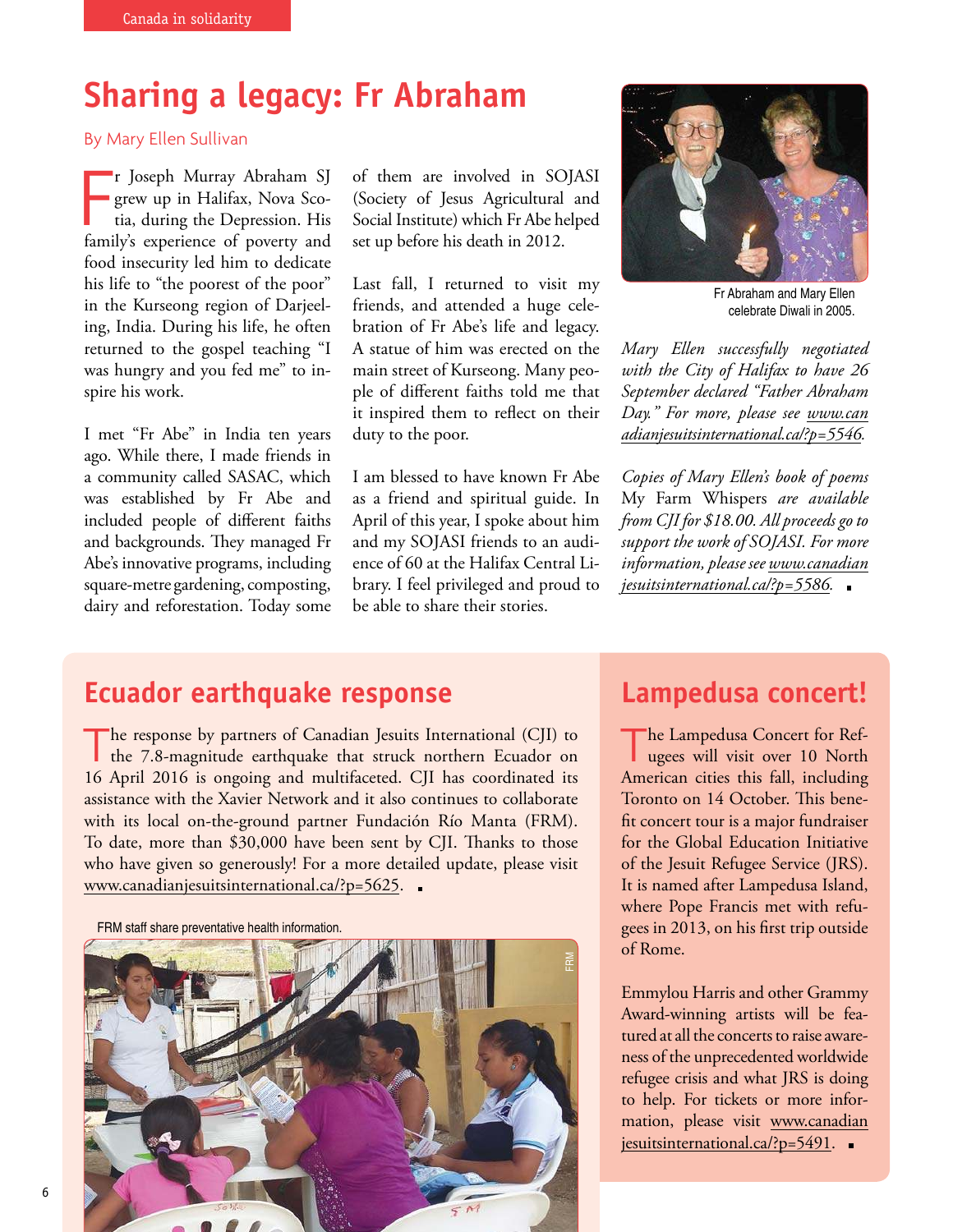# Sharing a legacy: Fr Abraham

By Mary Ellen Sullivan

Fr Joseph Murray Abraham SJ grew up in Halifax, Nova Scotia, during the Depression. His family's experience of poverty and food insecurity led him to dedicate his life to "the poorest of the poor" in the Kurseong region of Darjeeling, India. During his life, he often returned to the gospel teaching "I was hungry and you fed me" to inspire his work.

I met "Fr Abe" in India ten years ago. While there, I made friends in a community called SASAC, which was established by Fr Abe and included people of different faiths and backgrounds. They managed Fr Abe's innovative programs, including square-metre gardening, composting, dairy and reforestation. Today some of them are involved in SOJASI (Society of Jesus Agricultural and Social Institute) which Fr Abe helped set up before his death in 2012.

Last fall, I returned to visit my friends, and attended a huge celebration of Fr Abe's life and legacy. A statue of him was erected on the main street of Kurseong. Many people of different faiths told me that it inspired them to reflect on their duty to the poor.

I am blessed to have known Fr Abe as a friend and spiritual guide. In April of this year, I spoke about him and my SOJASI friends to an audience of 60 at the Halifax Central Library. I feel privileged and proud to be able to share their stories.

Fr Abraham and Mary Ellen celebrate Diwali in 2005.

*Mary Ellen successfully negotiated with the City of Halifax to have 26 September declared "Father Abraham Day." For more, please see www.canadianjesuitsinternational.ca/?p=5546.*

*Copies of Mary Ellen's book of poems* My Farm Whispers *are available from CJI for $18.00. All proceeds go to support the work of SOJASI. For more information, please see www.canadianjesuitsinternational.ca/?p=5586.*

## Ecuador earthquake response

The response by partners of Canadian Jesuits International (CJI) to the 7.8-magnitude earthquake that struck northern Ecuador on 16 April 2016 is ongoing and multifaceted. CJI has coordinated its assistance with the Xavier Network and it also continues to collaborate with its local on-the-ground partner Fundación Río Manta (FRM). To date, more than $30,000 have been sent by CJI. Thanks to those who have given so generously! For a more detailed update, please visit www.canadianjesuitsinternational.ca/?p=5625.

FRM staff share preventative health information.

## Lampedusa concert!

The Lampedusa Concert for Refugees will visit over 10 North American cities this fall, including Toronto on 14 October. This benefit concert tour is a major fundraiser for the Global Education Initiative of the Jesuit Refugee Service (JRS). It is named after Lampedusa Island, where Pope Francis met with refugees in 2013, on his first trip outside of Rome.

Emmylou Harris and other Grammy Award-winning artists will be featured at all the concerts to raise awareness of the unprecedented worldwide refugee crisis and what JRS is doing to help. For tickets or more information, please visit www.canadianjesuitsinternational.ca/?p=5491.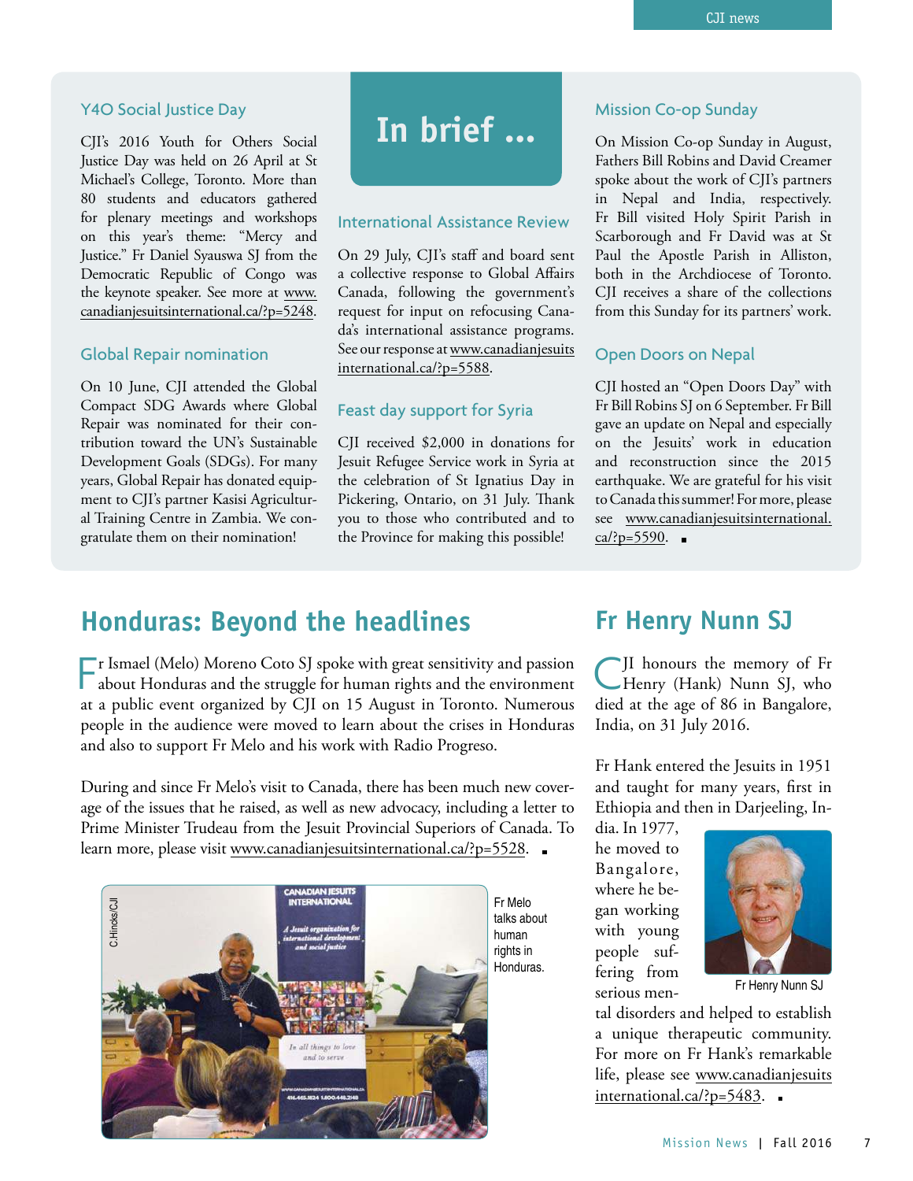# In brief ...

### Y4O Social Justice Day

CJI's 2016 Youth for Others Social Justice Day was held on 26 April at St Michael's College, Toronto. More than 80 students and educators gathered for plenary meetings and workshops on this year's theme: "Mercy and Justice." Fr Daniel Syauswa SJ from the Democratic Republic of Congo was the keynote speaker. See more at www.canadianjesuitsinternational.ca/?p=5248.

### Global Repair nomination

On 10 June, CJI attended the Global Compact SDG Awards where Global Repair was nominated for their contribution toward the UN's Sustainable Development Goals (SDGs). For many years, Global Repair has donated equipment to CJI's partner Kasisi Agricultural Training Centre in Zambia. We congratulate them on their nomination!

### International Assistance Review

On 29 July, CJI's staff and board sent a collective response to Global Affairs Canada, following the government's request for input on refocusing Canada's international assistance programs. See our response at www.canadianjesuitsinternational.ca/?p=5588.

### Feast day support for Syria

CJI received $2,000 in donations for Jesuit Refugee Service work in Syria at the celebration of St Ignatius Day in Pickering, Ontario, on 31 July. Thank you to those who contributed and to the Province for making this possible!

### Mission Co-op Sunday

On Mission Co-op Sunday in August, Fathers Bill Robins and David Creamer spoke about the work of CJI's partners in Nepal and India, respectively. Fr Bill visited Holy Spirit Parish in Scarborough and Fr David was at St Paul the Apostle Parish in Alliston, both in the Archdiocese of Toronto. CJI receives a share of the collections from this Sunday for its partners' work.

### Open Doors on Nepal

CJI hosted an "Open Doors Day" with Fr Bill Robins SJ on 6 September. Fr Bill gave an update on Nepal and especially on the Jesuits' work in education and reconstruction since the 2015 earthquake. We are grateful for his visit to Canada this summer! For more, please see www.canadianjesuitsinternational.ca/?p=5590.

## Honduras: Beyond the headlines

Fr Ismael (Melo) Moreno Coto SJ spoke with great sensitivity and passion about Honduras and the struggle for human rights and the environment at a public event organized by CJI on 15 August in Toronto. Numerous people in the audience were moved to learn about the crises in Honduras and also to support Fr Melo and his work with Radio Progreso.

During and since Fr Melo's visit to Canada, there has been much new coverage of the issues that he raised, as well as new advocacy, including a letter to Prime Minister Trudeau from the Jesuit Provincial Superiors of Canada. To learn more, please visit www.canadianjesuitsinternational.ca/?p=5528.

C.Hincks/CJI

Fr Melo talks about human rights in Honduras.

## Fr Henry Nunn SJ

CJI honours the memory of Fr Henry (Hank) Nunn SJ, who died at the age of 86 in Bangalore, India, on 31 July 2016.

Fr Hank entered the Jesuits in 1951 and taught for many years, first in Ethiopia and then in Darjeeling, India. In 1977, he moved to Bangalore, where he began working with young people suffering from serious mental disorders and helped to establish a unique therapeutic community. For more on Fr Hank's remarkable life, please see www.canadianjesuitsinternational.ca/?p=5483.

Fr Henry Nunn SJ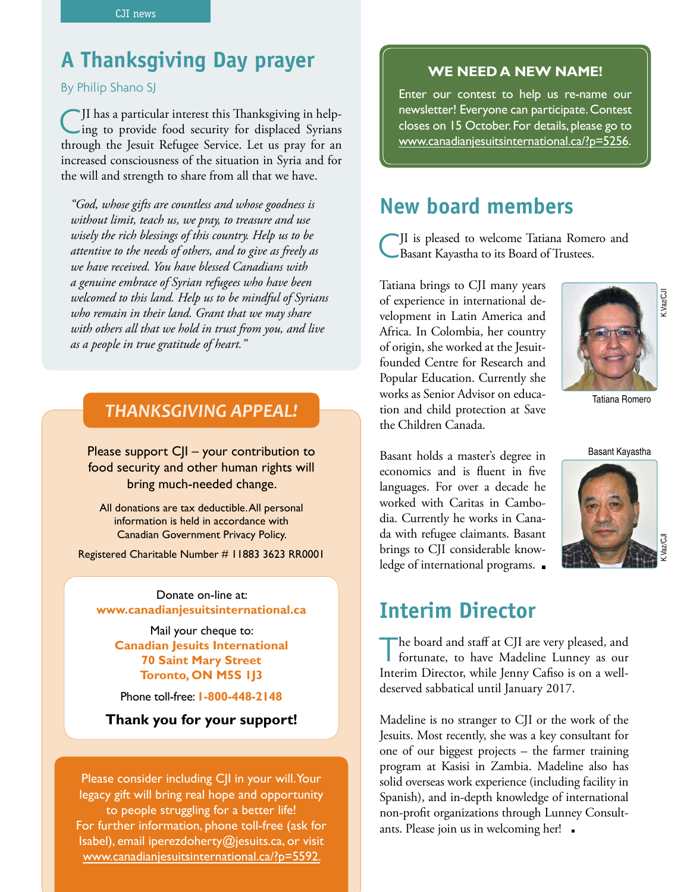CJI news

## A Thanksgiving Day prayer

By Philip Shano SJ

CJI has a particular interest this Thanksgiving in helping to provide food security for displaced Syrians through the Jesuit Refugee Service. Let us pray for an increased consciousness of the situation in Syria and for the will and strength to share from all that we have.

*"God, whose gifts are countless and whose goodness is without limit, teach us, we pray, to treasure and use wisely the rich blessings of this country. Help us to be attentive to the needs of others, and to give as freely as we have received. You have blessed Canadians with a genuine embrace of Syrian refugees who have been welcomed to this land. Help us to be mindful of Syrians who remain in their land. Grant that we may share with others all that we hold in trust from you, and live as a people in true gratitude of heart."*

### *THANKSGIVING APPEAL!*

Please support CJI – your contribution to food security and other human rights will bring much-needed change.

All donations are tax deductible. All personal information is held in accordance with Canadian Government Privacy Policy.

Registered Charitable Number # 11883 3623 RR0001

Donate on-line at:
**www.canadianjesuitsinternational.ca**

Mail your cheque to:
**Canadian Jesuits International**
**70 Saint Mary Street**
**Toronto, ON M5S 1J3**

Phone toll-free: **1-800-448-2148**

**Thank you for your support!**

Please consider including CJI in your will. Your legacy gift will bring real hope and opportunity to people struggling for a better life!
For further information, phone toll-free (ask for Isabel), email iperezdoherty@jesuits.ca, or visit www.canadianjesuitsinternational.ca/?p=5592.

### WE NEED A NEW NAME!

Enter our contest to help us re-name our newsletter! Everyone can participate. Contest closes on 15 October. For details, please go to www.canadianjesuitsinternational.ca/?p=5256.

## New board members

CJI is pleased to welcome Tatiana Romero and Basant Kayastha to its Board of Trustees.

Tatiana brings to CJI many years of experience in international development in Latin America and Africa. In Colombia, her country of origin, she worked at the Jesuit-founded Centre for Research and Popular Education. Currently she works as Senior Advisor on education and child protection at Save the Children Canada.

K.Vaz/CJI

Tatiana Romero

Basant holds a master's degree in economics and is fluent in five languages. For over a decade he worked with Caritas in Cambodia. Currently he works in Canada with refugee claimants. Basant brings to CJI considerable knowledge of international programs.

Basant Kayastha

K.Vaz/CJI

## Interim Director

The board and staff at CJI are very pleased, and fortunate, to have Madeline Lunney as our Interim Director, while Jenny Cafiso is on a well-deserved sabbatical until January 2017.

Madeline is no stranger to CJI or the work of the Jesuits. Most recently, she was a key consultant for one of our biggest projects – the farmer training program at Kasisi in Zambia. Madeline also has solid overseas work experience (including facility in Spanish), and in-depth knowledge of international non-profit organizations through Lunney Consultants. Please join us in welcoming her!